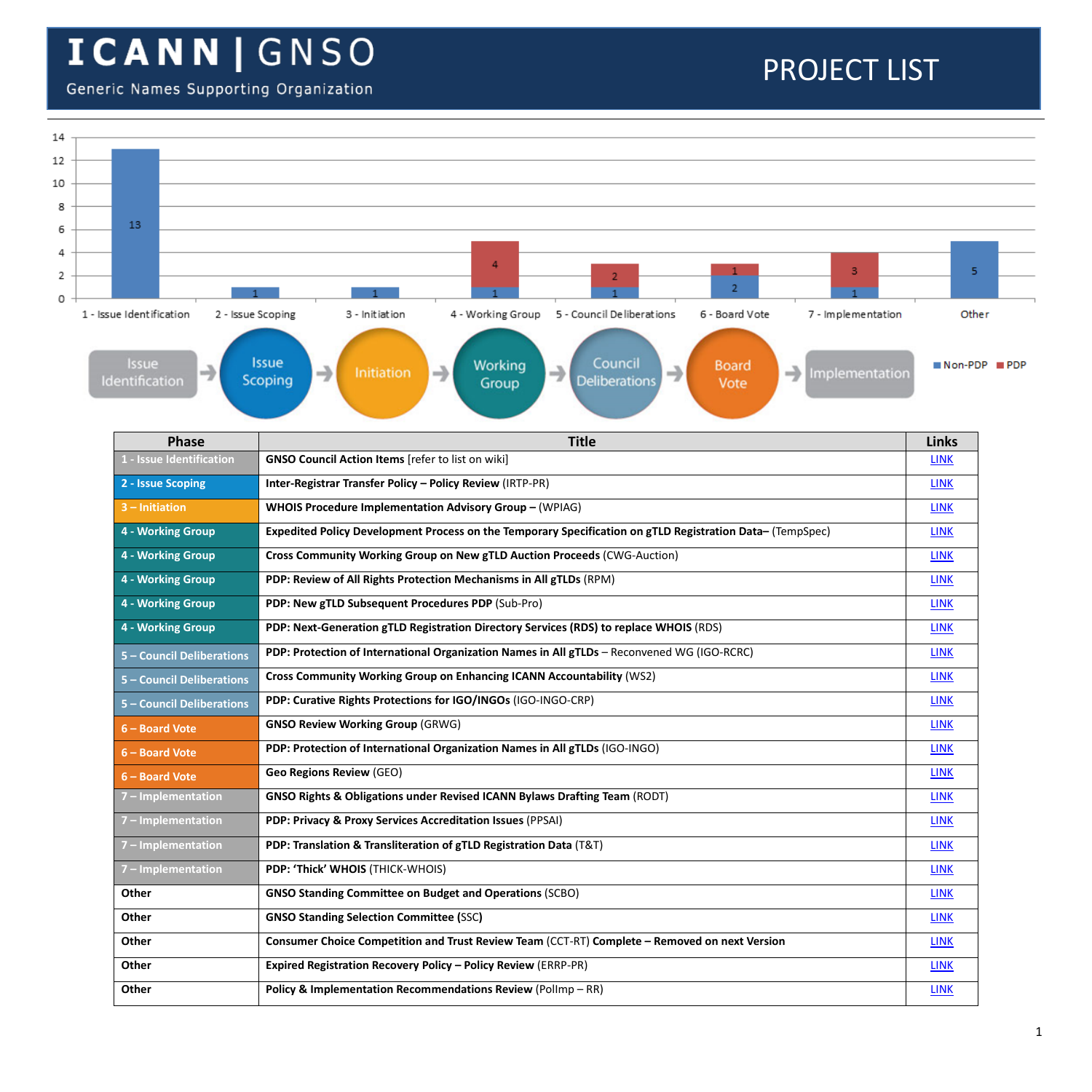# ICANN | GNSO

Generic Names Supporting Organization

# PROJECT LIST

| Phase | Non-PDP | PDP |
|---|---|---|
| 1 - Issue Identification | 13 | |
| 2 - Issue Scoping | 1 | |
| 3 - Initiation | 1 | |
| 4 - Working Group | 1 | 4 |
| 5 - Council Deliberations | 1 | 2 |
| 6 - Board Vote | 2 | 1 |
| 7 - Implementation | 1 | 3 |
| Other | 5 | |

Issue Identification → Issue Scoping → Initiation → Working Group → Council Deliberations → Board Vote → Implementation

| Phase | Title | Links |
|---|---|---|
| 1 - Issue Identification | **GNSO Council Action Items** [refer to list on wiki] | LINK |
| 2 - Issue Scoping | **Inter-Registrar Transfer Policy – Policy Review** (IRTP-PR) | LINK |
| 3 – Initiation | **WHOIS Procedure Implementation Advisory Group –** (WPIAG) | LINK |
| 4 - Working Group | **Expedited Policy Development Process on the Temporary Specification on gTLD Registration Data–** (TempSpec) | LINK |
| 4 - Working Group | **Cross Community Working Group on New gTLD Auction Proceeds** (CWG-Auction) | LINK |
| 4 - Working Group | **PDP: Review of All Rights Protection Mechanisms in All gTLDs** (RPM) | LINK |
| 4 - Working Group | **PDP: New gTLD Subsequent Procedures PDP** (Sub-Pro) | LINK |
| 4 - Working Group | **PDP: Next-Generation gTLD Registration Directory Services (RDS) to replace WHOIS** (RDS) | LINK |
| 5 – Council Deliberations | **PDP: Protection of International Organization Names in All gTLDs** – Reconvened WG (IGO-RCRC) | LINK |
| 5 – Council Deliberations | **Cross Community Working Group on Enhancing ICANN Accountability** (WS2) | LINK |
| 5 – Council Deliberations | **PDP: Curative Rights Protections for IGO/INGOs** (IGO-INGO-CRP) | LINK |
| 6 – Board Vote | **GNSO Review Working Group** (GRWG) | LINK |
| 6 – Board Vote | **PDP: Protection of International Organization Names in All gTLDs** (IGO-INGO) | LINK |
| 6 – Board Vote | **Geo Regions Review** (GEO) | LINK |
| 7 – Implementation | **GNSO Rights & Obligations under Revised ICANN Bylaws Drafting Team** (RODT) | LINK |
| 7 – Implementation | **PDP: Privacy & Proxy Services Accreditation Issues** (PPSAI) | LINK |
| 7 – Implementation | **PDP: Translation & Transliteration of gTLD Registration Data** (T&T) | LINK |
| 7 – Implementation | **PDP: 'Thick' WHOIS** (THICK-WHOIS) | LINK |
| Other | **GNSO Standing Committee on Budget and Operations** (SCBO) | LINK |
| Other | **GNSO Standing Selection Committee** (SSC) | LINK |
| Other | **Consumer Choice Competition and Trust Review Team** (CCT-RT) **Complete – Removed on next Version** | LINK |
| Other | **Expired Registration Recovery Policy – Policy Review** (ERRP-PR) | LINK |
| Other | **Policy & Implementation Recommendations Review** (PolImp – RR) | LINK |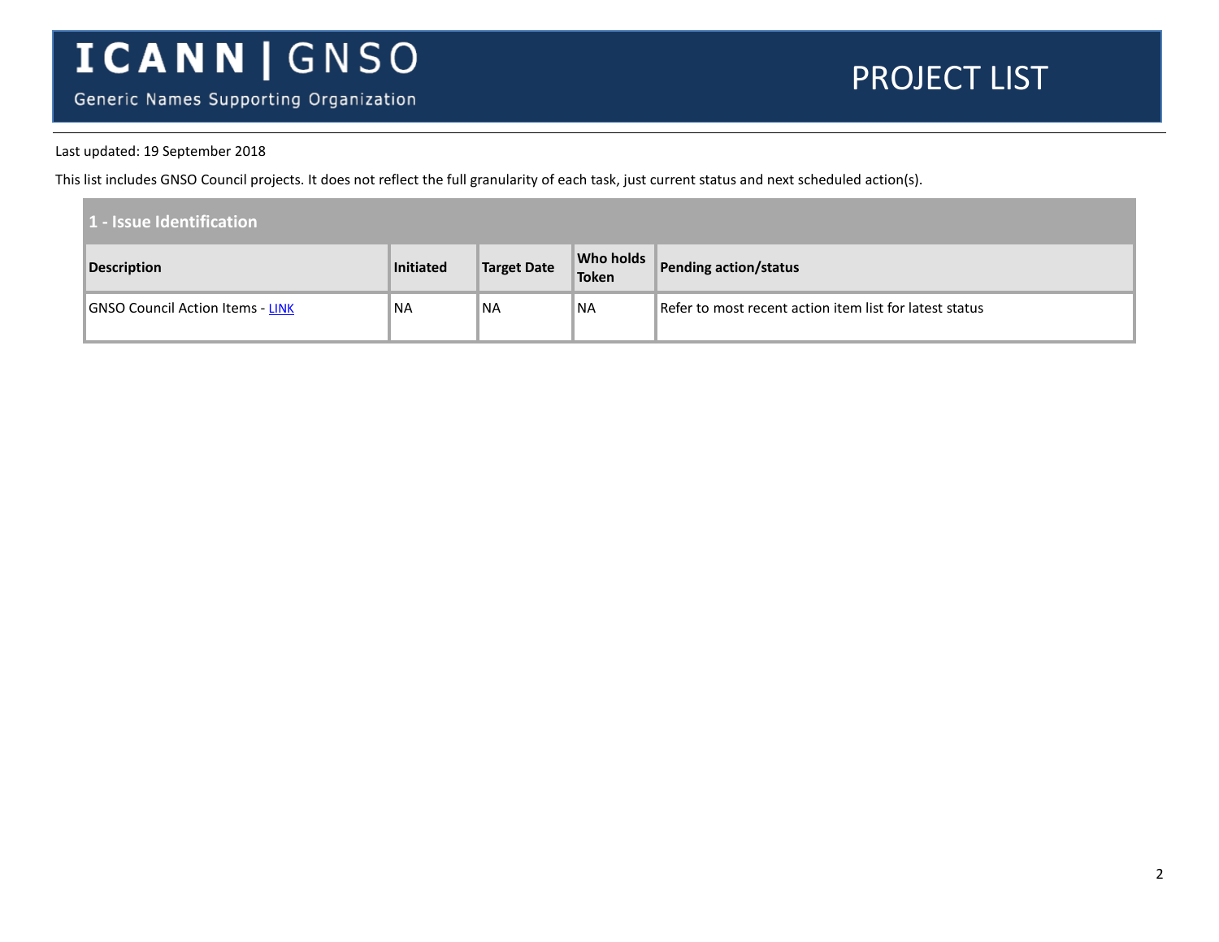# ICANN | GNSO

Generic Names Supporting Organization

## PROJECT LIST

Last updated: 19 September 2018

This list includes GNSO Council projects. It does not reflect the full granularity of each task, just current status and next scheduled action(s).

| 1 - Issue Identification | | | | |
|---|---|---|---|---|
| **Description** | **Initiated** | **Target Date** | **Who holds Token** | **Pending action/status** |
| GNSO Council Action Items - LINK | NA | NA | NA | Refer to most recent action item list for latest status |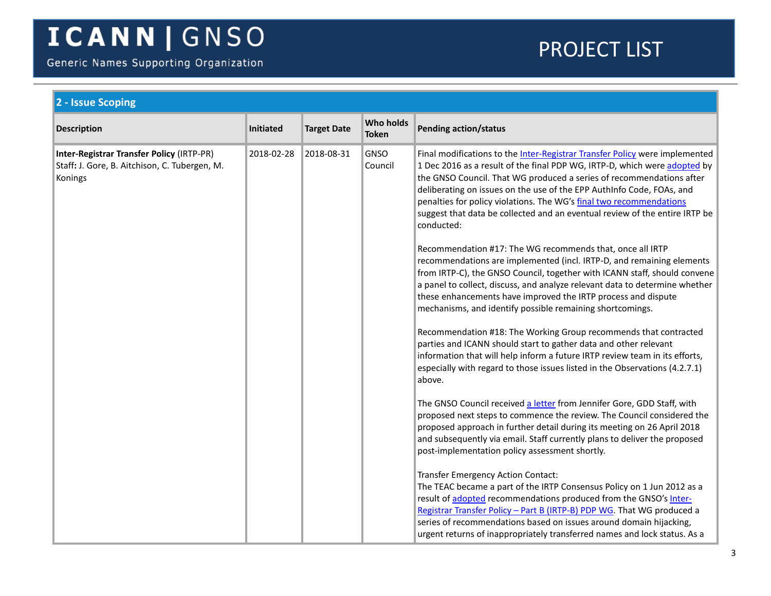## 2 - Issue Scoping

| Description | Initiated | Target Date | Who holds Token | Pending action/status |
|---|---|---|---|---|
| **Inter-Registrar Transfer Policy** (IRTP-PR)<br>Staff**:** J. Gore, B. Aitchison, C. Tubergen, M. Konings | 2018-02-28 | 2018-08-31 | GNSO Council | Final modifications to the Inter-Registrar Transfer Policy were implemented 1 Dec 2016 as a result of the final PDP WG, IRTP-D, which were adopted by the GNSO Council. That WG produced a series of recommendations after deliberating on issues on the use of the EPP AuthInfo Code, FOAs, and penalties for policy violations. The WG's final two recommendations suggest that data be collected and an eventual review of the entire IRTP be conducted:<br><br>Recommendation #17: The WG recommends that, once all IRTP recommendations are implemented (incl. IRTP-D, and remaining elements from IRTP-C), the GNSO Council, together with ICANN staff, should convene a panel to collect, discuss, and analyze relevant data to determine whether these enhancements have improved the IRTP process and dispute mechanisms, and identify possible remaining shortcomings.<br><br>Recommendation #18: The Working Group recommends that contracted parties and ICANN should start to gather data and other relevant information that will help inform a future IRTP review team in its efforts, especially with regard to those issues listed in the Observations (4.2.7.1) above.<br><br>The GNSO Council received a letter from Jennifer Gore, GDD Staff, with proposed next steps to commence the review. The Council considered the proposed approach in further detail during its meeting on 26 April 2018 and subsequently via email. Staff currently plans to deliver the proposed post-implementation policy assessment shortly.<br><br>Transfer Emergency Action Contact:<br>The TEAC became a part of the IRTP Consensus Policy on 1 Jun 2012 as a result of adopted recommendations produced from the GNSO's Inter-Registrar Transfer Policy – Part B (IRTP-B) PDP WG. That WG produced a series of recommendations based on issues around domain hijacking, urgent returns of inappropriately transferred names and lock status. As a |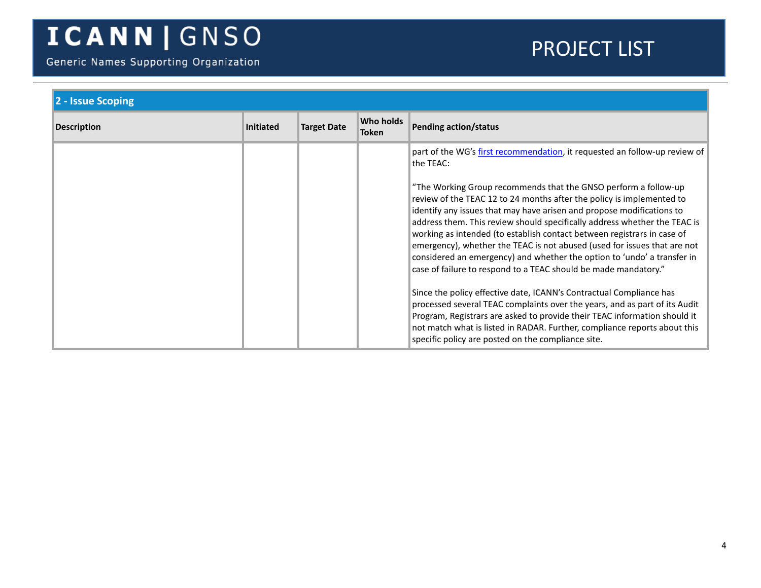| 2 - Issue Scoping | | | | |
|---|---|---|---|---|
| **Description** | **Initiated** | **Target Date** | **Who holds Token** | **Pending action/status** |
| | | | | part of the WG's first recommendation, it requested an follow-up review of the TEAC:<br><br>"The Working Group recommends that the GNSO perform a follow-up review of the TEAC 12 to 24 months after the policy is implemented to identify any issues that may have arisen and propose modifications to address them. This review should specifically address whether the TEAC is working as intended (to establish contact between registrars in case of emergency), whether the TEAC is not abused (used for issues that are not considered an emergency) and whether the option to 'undo' a transfer in case of failure to respond to a TEAC should be made mandatory."<br><br>Since the policy effective date, ICANN's Contractual Compliance has processed several TEAC complaints over the years, and as part of its Audit Program, Registrars are asked to provide their TEAC information should it not match what is listed in RADAR. Further, compliance reports about this specific policy are posted on the compliance site. |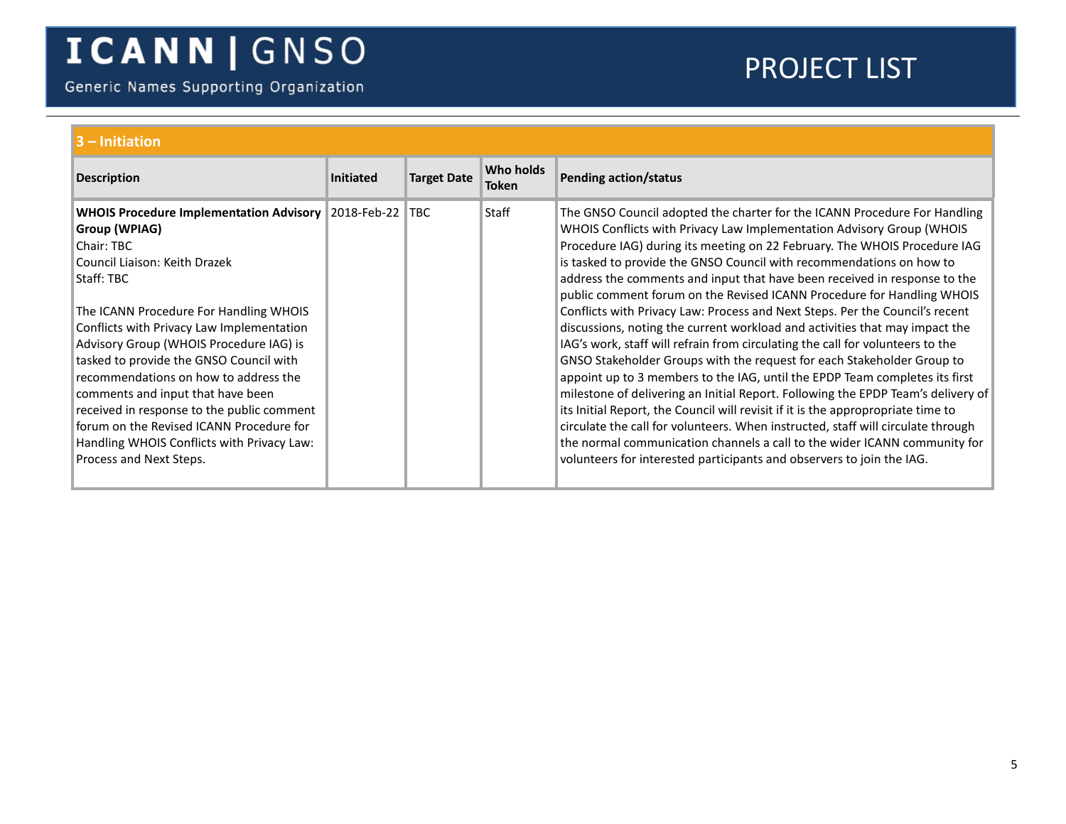## 3 – Initiation

| Description | Initiated | Target Date | Who holds Token | Pending action/status |
|---|---|---|---|---|
| **WHOIS Procedure Implementation Advisory Group (WPIAG)**<br>Chair: TBC<br>Council Liaison: Keith Drazek<br>Staff: TBC<br><br>The ICANN Procedure For Handling WHOIS Conflicts with Privacy Law Implementation Advisory Group (WHOIS Procedure IAG) is tasked to provide the GNSO Council with recommendations on how to address the comments and input that have been received in response to the public comment forum on the Revised ICANN Procedure for Handling WHOIS Conflicts with Privacy Law: Process and Next Steps. | 2018-Feb-22 | TBC | Staff | The GNSO Council adopted the charter for the ICANN Procedure For Handling WHOIS Conflicts with Privacy Law Implementation Advisory Group (WHOIS Procedure IAG) during its meeting on 22 February. The WHOIS Procedure IAG is tasked to provide the GNSO Council with recommendations on how to address the comments and input that have been received in response to the public comment forum on the Revised ICANN Procedure for Handling WHOIS Conflicts with Privacy Law: Process and Next Steps. Per the Council's recent discussions, noting the current workload and activities that may impact the IAG's work, staff will refrain from circulating the call for volunteers to the GNSO Stakeholder Groups with the request for each Stakeholder Group to appoint up to 3 members to the IAG, until the EPDP Team completes its first milestone of delivering an Initial Report. Following the EPDP Team's delivery of its Initial Report, the Council will revisit if it is the appropropriate time to circulate the call for volunteers. When instructed, staff will circulate through the normal communication channels a call to the wider ICANN community for volunteers for interested participants and observers to join the IAG. |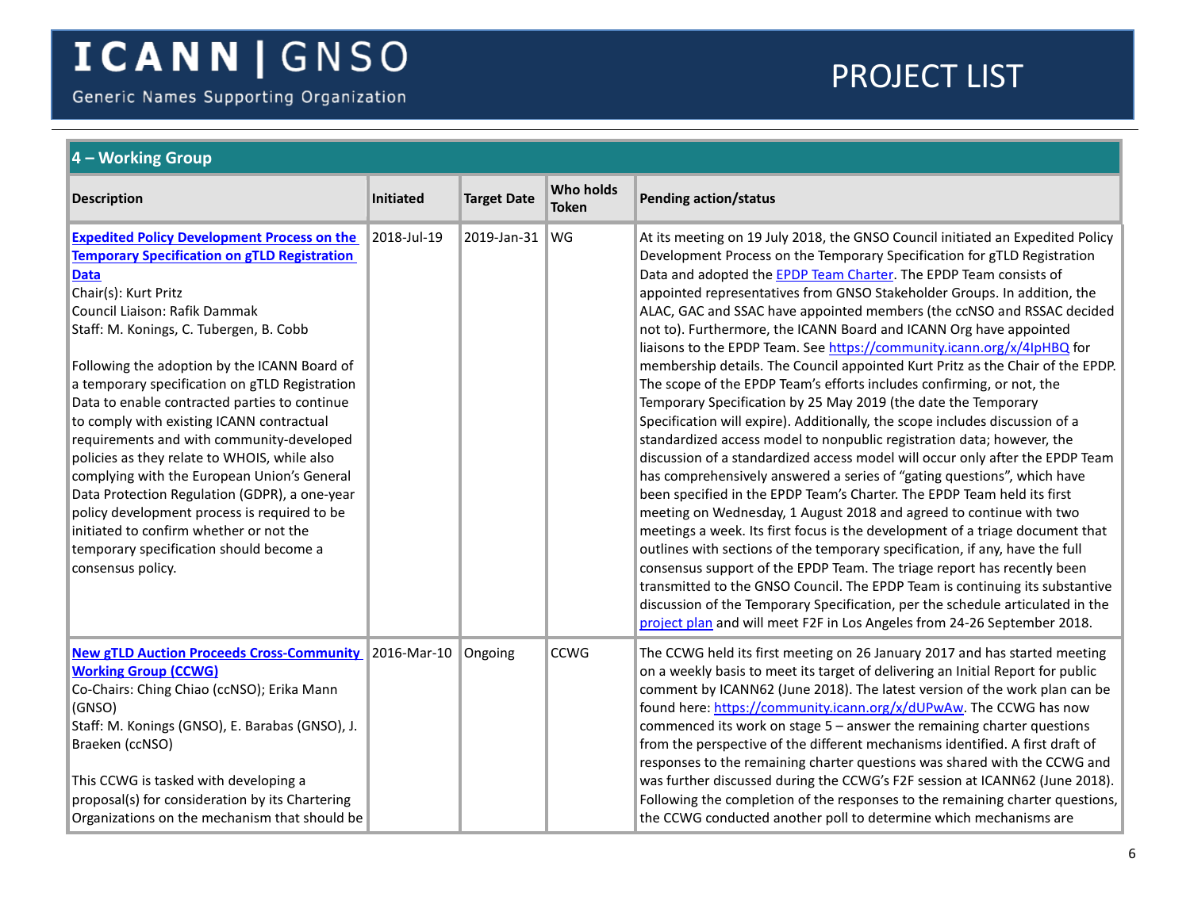## 4 – Working Group

| Description | Initiated | Target Date | Who holds Token | Pending action/status |
|---|---|---|---|---|
| **[Expedited Policy Development Process on the Temporary Specification on gTLD Registration Data]()**<br>Chair(s): Kurt Pritz<br>Council Liaison: Rafik Dammak<br>Staff: M. Konings, C. Tubergen, B. Cobb<br><br>Following the adoption by the ICANN Board of a temporary specification on gTLD Registration Data to enable contracted parties to continue to comply with existing ICANN contractual requirements and with community-developed policies as they relate to WHOIS, while also complying with the European Union's General Data Protection Regulation (GDPR), a one-year policy development process is required to be initiated to confirm whether or not the temporary specification should become a consensus policy. | 2018-Jul-19 | 2019-Jan-31 | WG | At its meeting on 19 July 2018, the GNSO Council initiated an Expedited Policy Development Process on the Temporary Specification for gTLD Registration Data and adopted the [EPDP Team Charter](). The EPDP Team consists of appointed representatives from GNSO Stakeholder Groups. In addition, the ALAC, GAC and SSAC have appointed members (the ccNSO and RSSAC decided not to). Furthermore, the ICANN Board and ICANN Org have appointed liaisons to the EPDP Team. See https://community.icann.org/x/4lpHBQ for membership details. The Council appointed Kurt Pritz as the Chair of the EPDP. The scope of the EPDP Team's efforts includes confirming, or not, the Temporary Specification by 25 May 2019 (the date the Temporary Specification will expire). Additionally, the scope includes discussion of a standardized access model to nonpublic registration data; however, the discussion of a standardized access model will occur only after the EPDP Team has comprehensively answered a series of "gating questions", which have been specified in the EPDP Team's Charter. The EPDP Team held its first meeting on Wednesday, 1 August 2018 and agreed to continue with two meetings a week. Its first focus is the development of a triage document that outlines with sections of the temporary specification, if any, have the full consensus support of the EPDP Team. The triage report has recently been transmitted to the GNSO Council. The EPDP Team is continuing its substantive discussion of the Temporary Specification, per the schedule articulated in the [project plan]() and will meet F2F in Los Angeles from 24-26 September 2018. |
| **[New gTLD Auction Proceeds Cross-Community Working Group (CCWG)]()**<br>Co-Chairs: Ching Chiao (ccNSO); Erika Mann (GNSO)<br>Staff: M. Konings (GNSO), E. Barabas (GNSO), J. Braeken (ccNSO)<br><br>This CCWG is tasked with developing a proposal(s) for consideration by its Chartering Organizations on the mechanism that should be | 2016-Mar-10 | Ongoing | CCWG | The CCWG held its first meeting on 26 January 2017 and has started meeting on a weekly basis to meet its target of delivering an Initial Report for public comment by ICANN62 (June 2018). The latest version of the work plan can be found here: https://community.icann.org/x/dUPwAw. The CCWG has now commenced its work on stage 5 – answer the remaining charter questions from the perspective of the different mechanisms identified. A first draft of responses to the remaining charter questions was shared with the CCWG and was further discussed during the CCWG's F2F session at ICANN62 (June 2018). Following the completion of the responses to the remaining charter questions, the CCWG conducted another poll to determine which mechanisms are |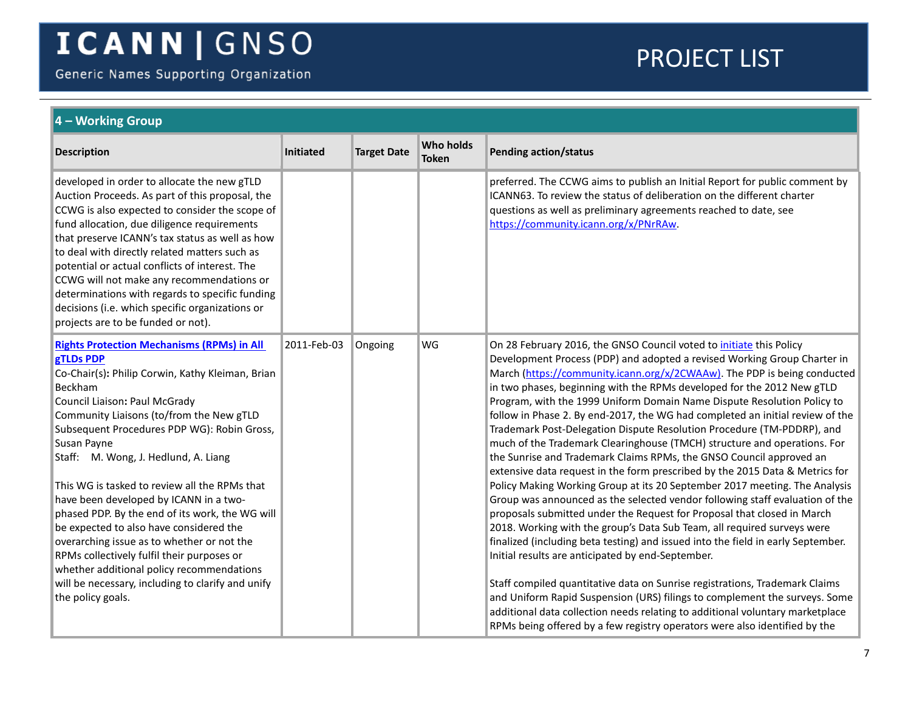## 4 – Working Group

| Description | Initiated | Target Date | Who holds Token | Pending action/status |
|---|---|---|---|---|
| developed in order to allocate the new gTLD Auction Proceeds. As part of this proposal, the CCWG is also expected to consider the scope of fund allocation, due diligence requirements that preserve ICANN's tax status as well as how to deal with directly related matters such as potential or actual conflicts of interest. The CCWG will not make any recommendations or determinations with regards to specific funding decisions (i.e. which specific organizations or projects are to be funded or not). | | | | preferred. The CCWG aims to publish an Initial Report for public comment by ICANN63. To review the status of deliberation on the different charter questions as well as preliminary agreements reached to date, see https://community.icann.org/x/PNrRAw. |
| **Rights Protection Mechanisms (RPMs) in All gTLDs PDP**<br>Co-Chair(s): Philip Corwin, Kathy Kleiman, Brian Beckham<br>Council Liaison: Paul McGrady<br>Community Liaisons (to/from the New gTLD Subsequent Procedures PDP WG): Robin Gross, Susan Payne<br>Staff: M. Wong, J. Hedlund, A. Liang<br><br>This WG is tasked to review all the RPMs that have been developed by ICANN in a two-phased PDP. By the end of its work, the WG will be expected to also have considered the overarching issue as to whether or not the RPMs collectively fulfil their purposes or whether additional policy recommendations will be necessary, including to clarify and unify the policy goals. | 2011-Feb-03 | Ongoing | WG | On 28 February 2016, the GNSO Council voted to initiate this Policy Development Process (PDP) and adopted a revised Working Group Charter in March (https://community.icann.org/x/2CWAAw). The PDP is being conducted in two phases, beginning with the RPMs developed for the 2012 New gTLD Program, with the 1999 Uniform Domain Name Dispute Resolution Policy to follow in Phase 2. By end-2017, the WG had completed an initial review of the Trademark Post-Delegation Dispute Resolution Procedure (TM-PDDRP), and much of the Trademark Clearinghouse (TMCH) structure and operations. For the Sunrise and Trademark Claims RPMs, the GNSO Council approved an extensive data request in the form prescribed by the 2015 Data & Metrics for Policy Making Working Group at its 20 September 2017 meeting. The Analysis Group was announced as the selected vendor following staff evaluation of the proposals submitted under the Request for Proposal that closed in March 2018. Working with the group's Data Sub Team, all required surveys were finalized (including beta testing) and issued into the field in early September. Initial results are anticipated by end-September.<br><br>Staff compiled quantitative data on Sunrise registrations, Trademark Claims and Uniform Rapid Suspension (URS) filings to complement the surveys. Some additional data collection needs relating to additional voluntary marketplace RPMs being offered by a few registry operators were also identified by the |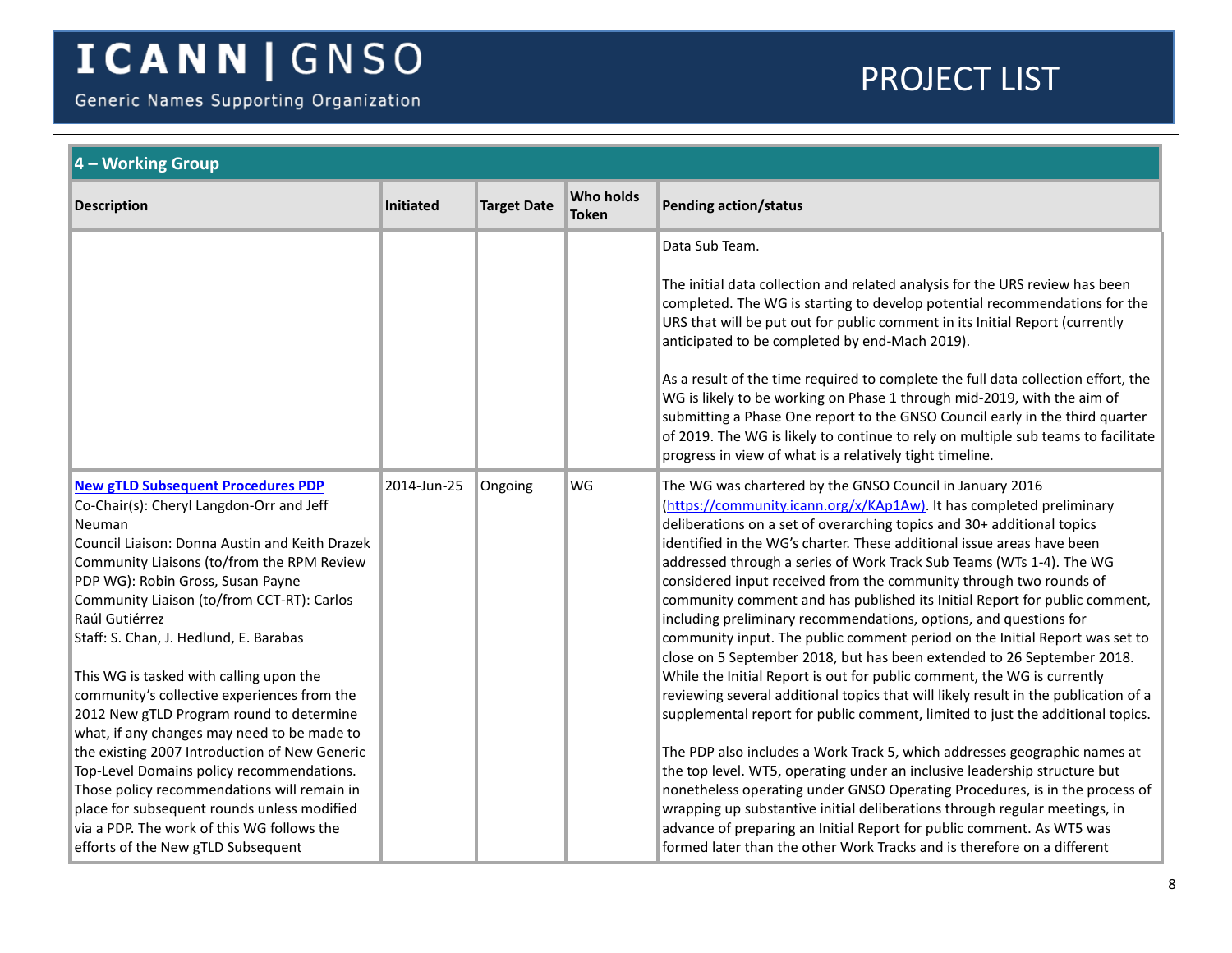## 4 – Working Group

| Description | Initiated | Target Date | Who holds Token | Pending action/status |
|---|---|---|---|---|
| | | | | Data Sub Team.<br><br>The initial data collection and related analysis for the URS review has been completed. The WG is starting to develop potential recommendations for the URS that will be put out for public comment in its Initial Report (currently anticipated to be completed by end-Mach 2019).<br><br>As a result of the time required to complete the full data collection effort, the WG is likely to be working on Phase 1 through mid-2019, with the aim of submitting a Phase One report to the GNSO Council early in the third quarter of 2019. The WG is likely to continue to rely on multiple sub teams to facilitate progress in view of what is a relatively tight timeline. |
| **[New gTLD Subsequent Procedures PDP]()**<br>Co-Chair(s): Cheryl Langdon-Orr and Jeff Neuman<br>Council Liaison: Donna Austin and Keith Drazek<br>Community Liaisons (to/from the RPM Review PDP WG): Robin Gross, Susan Payne<br>Community Liaison (to/from CCT-RT): Carlos Raúl Gutiérrez<br>Staff: S. Chan, J. Hedlund, E. Barabas<br><br>This WG is tasked with calling upon the community's collective experiences from the 2012 New gTLD Program round to determine what, if any changes may need to be made to the existing 2007 Introduction of New Generic Top-Level Domains policy recommendations. Those policy recommendations will remain in place for subsequent rounds unless modified via a PDP. The work of this WG follows the efforts of the New gTLD Subsequent | 2014-Jun-25 | Ongoing | WG | The WG was chartered by the GNSO Council in January 2016 ([https://community.icann.org/x/KAp1Aw](https://community.icann.org/x/KAp1Aw)). It has completed preliminary deliberations on a set of overarching topics and 30+ additional topics identified in the WG's charter. These additional issue areas have been addressed through a series of Work Track Sub Teams (WTs 1-4). The WG considered input received from the community through two rounds of community comment and has published its Initial Report for public comment, including preliminary recommendations, options, and questions for community input. The public comment period on the Initial Report was set to close on 5 September 2018, but has been extended to 26 September 2018. While the Initial Report is out for public comment, the WG is currently reviewing several additional topics that will likely result in the publication of a supplemental report for public comment, limited to just the additional topics.<br><br>The PDP also includes a Work Track 5, which addresses geographic names at the top level. WT5, operating under an inclusive leadership structure but nonetheless operating under GNSO Operating Procedures, is in the process of wrapping up substantive initial deliberations through regular meetings, in advance of preparing an Initial Report for public comment. As WT5 was formed later than the other Work Tracks and is therefore on a different |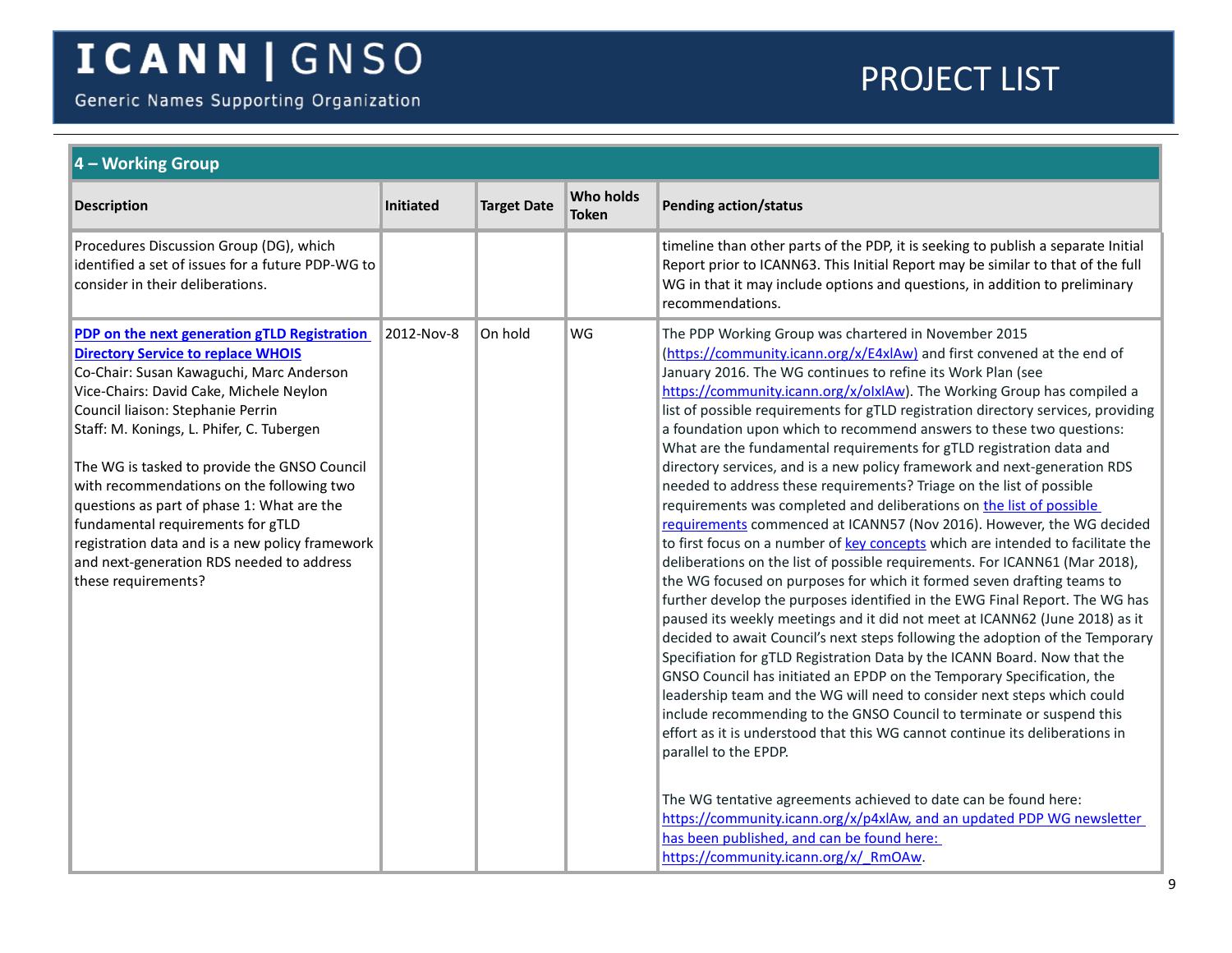## 4 – Working Group

| Description | Initiated | Target Date | Who holds Token | Pending action/status |
|---|---|---|---|---|
| Procedures Discussion Group (DG), which identified a set of issues for a future PDP-WG to consider in their deliberations. | | | | timeline than other parts of the PDP, it is seeking to publish a separate Initial Report prior to ICANN63. This Initial Report may be similar to that of the full WG in that it may include options and questions, in addition to preliminary recommendations. |
| **PDP on the next generation gTLD Registration Directory Service to replace WHOIS**<br>Co-Chair: Susan Kawaguchi, Marc Anderson<br>Vice-Chairs: David Cake, Michele Neylon<br>Council liaison: Stephanie Perrin<br>Staff: M. Konings, L. Phifer, C. Tubergen<br><br>The WG is tasked to provide the GNSO Council with recommendations on the following two questions as part of phase 1: What are the fundamental requirements for gTLD registration data and is a new policy framework and next-generation RDS needed to address these requirements? | 2012-Nov-8 | On hold | WG | The PDP Working Group was chartered in November 2015 (https://community.icann.org/x/E4xlAw) and first convened at the end of January 2016. The WG continues to refine its Work Plan (see https://community.icann.org/x/oIxlAw). The Working Group has compiled a list of possible requirements for gTLD registration directory services, providing a foundation upon which to recommend answers to these two questions: What are the fundamental requirements for gTLD registration data and directory services, and is a new policy framework and next-generation RDS needed to address these requirements? Triage on the list of possible requirements was completed and deliberations on the list of possible requirements commenced at ICANN57 (Nov 2016). However, the WG decided to first focus on a number of key concepts which are intended to facilitate the deliberations on the list of possible requirements. For ICANN61 (Mar 2018), the WG focused on purposes for which it formed seven drafting teams to further develop the purposes identified in the EWG Final Report. The WG has paused its weekly meetings and it did not meet at ICANN62 (June 2018) as it decided to await Council's next steps following the adoption of the Temporary Specification for gTLD Registration Data by the ICANN Board. Now that the GNSO Council has initiated an EPDP on the Temporary Specification, the leadership team and the WG will need to consider next steps which could include recommending to the GNSO Council to terminate or suspend this effort as it is understood that this WG cannot continue its deliberations in parallel to the EPDP.<br><br>The WG tentative agreements achieved to date can be found here: https://community.icann.org/x/p4xlAw, and an updated PDP WG newsletter has been published, and can be found here: https://community.icann.org/x/_RmOAw. |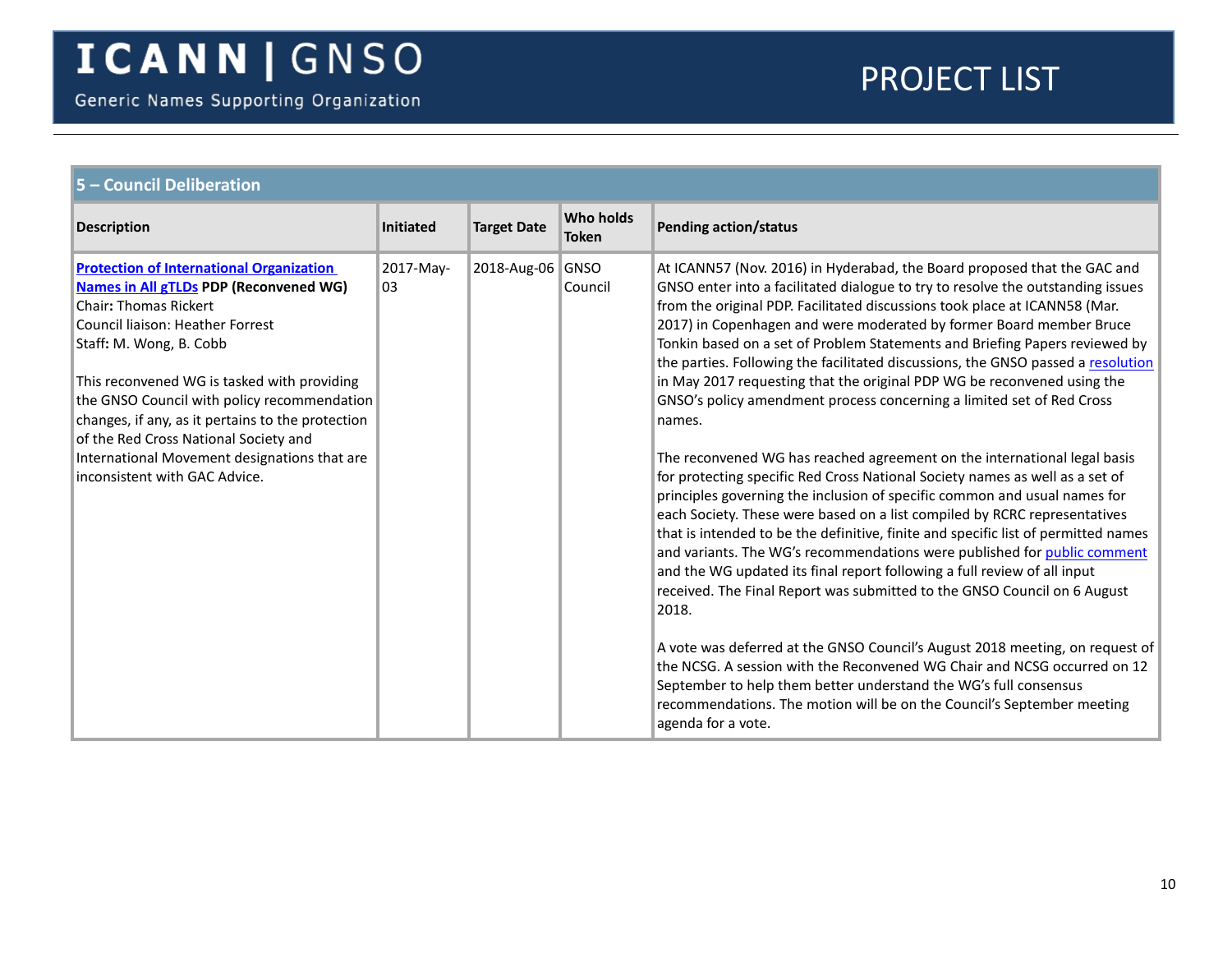## 5 – Council Deliberation

| Description | Initiated | Target Date | Who holds Token | Pending action/status |
|---|---|---|---|---|
| **Protection of International Organization Names in All gTLDs PDP (Reconvened WG)**<br>Chair**:** Thomas Rickert<br>Council liaison: Heather Forrest<br>Staff**:** M. Wong, B. Cobb<br><br>This reconvened WG is tasked with providing the GNSO Council with policy recommendation changes, if any, as it pertains to the protection of the Red Cross National Society and International Movement designations that are inconsistent with GAC Advice. | 2017-May-03 | 2018-Aug-06 | GNSO Council | At ICANN57 (Nov. 2016) in Hyderabad, the Board proposed that the GAC and GNSO enter into a facilitated dialogue to try to resolve the outstanding issues from the original PDP. Facilitated discussions took place at ICANN58 (Mar. 2017) in Copenhagen and were moderated by former Board member Bruce Tonkin based on a set of Problem Statements and Briefing Papers reviewed by the parties. Following the facilitated discussions, the GNSO passed a resolution in May 2017 requesting that the original PDP WG be reconvened using the GNSO's policy amendment process concerning a limited set of Red Cross names.<br><br>The reconvened WG has reached agreement on the international legal basis for protecting specific Red Cross National Society names as well as a set of principles governing the inclusion of specific common and usual names for each Society. These were based on a list compiled by RCRC representatives that is intended to be the definitive, finite and specific list of permitted names and variants. The WG's recommendations were published for public comment and the WG updated its final report following a full review of all input received. The Final Report was submitted to the GNSO Council on 6 August 2018.<br><br>A vote was deferred at the GNSO Council's August 2018 meeting, on request of the NCSG. A session with the Reconvened WG Chair and NCSG occurred on 12 September to help them better understand the WG's full consensus recommendations. The motion will be on the Council's September meeting agenda for a vote. |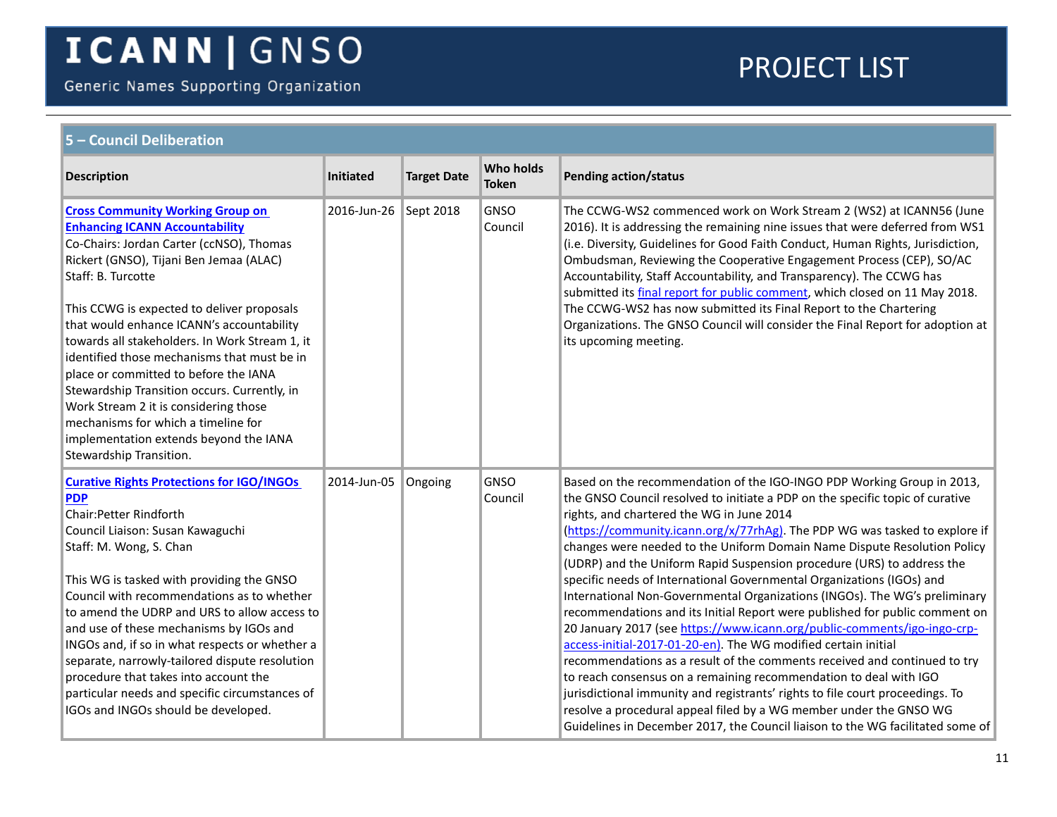## 5 – Council Deliberation

| Description | Initiated | Target Date | Who holds Token | Pending action/status |
|---|---|---|---|---|
| **Cross Community Working Group on Enhancing ICANN Accountability**<br>Co-Chairs: Jordan Carter (ccNSO), Thomas Rickert (GNSO), Tijani Ben Jemaa (ALAC)<br>Staff: B. Turcotte<br><br>This CCWG is expected to deliver proposals that would enhance ICANN's accountability towards all stakeholders. In Work Stream 1, it identified those mechanisms that must be in place or committed to before the IANA Stewardship Transition occurs. Currently, in Work Stream 2 it is considering those mechanisms for which a timeline for implementation extends beyond the IANA Stewardship Transition. | 2016-Jun-26 | Sept 2018 | GNSO Council | The CCWG-WS2 commenced work on Work Stream 2 (WS2) at ICANN56 (June 2016). It is addressing the remaining nine issues that were deferred from WS1 (i.e. Diversity, Guidelines for Good Faith Conduct, Human Rights, Jurisdiction, Ombudsman, Reviewing the Cooperative Engagement Process (CEP), SO/AC Accountability, Staff Accountability, and Transparency). The CCWG has submitted its final report for public comment, which closed on 11 May 2018. The CCWG-WS2 has now submitted its Final Report to the Chartering Organizations. The GNSO Council will consider the Final Report for adoption at its upcoming meeting. |
| **Curative Rights Protections for IGO/INGOs PDP**<br>Chair:Petter Rindforth<br>Council Liaison: Susan Kawaguchi<br>Staff: M. Wong, S. Chan<br><br>This WG is tasked with providing the GNSO Council with recommendations as to whether to amend the UDRP and URS to allow access to and use of these mechanisms by IGOs and INGOs and, if so in what respects or whether a separate, narrowly-tailored dispute resolution procedure that takes into account the particular needs and specific circumstances of IGOs and INGOs should be developed. | 2014-Jun-05 | Ongoing | GNSO Council | Based on the recommendation of the IGO-INGO PDP Working Group in 2013, the GNSO Council resolved to initiate a PDP on the specific topic of curative rights, and chartered the WG in June 2014 (https://community.icann.org/x/77rhAg). The PDP WG was tasked to explore if changes were needed to the Uniform Domain Name Dispute Resolution Policy (UDRP) and the Uniform Rapid Suspension procedure (URS) to address the specific needs of International Governmental Organizations (IGOs) and International Non-Governmental Organizations (INGOs). The WG's preliminary recommendations and its Initial Report were published for public comment on 20 January 2017 (see https://www.icann.org/public-comments/igo-ingo-crp-access-initial-2017-01-20-en). The WG modified certain initial recommendations as a result of the comments received and continued to try to reach consensus on a remaining recommendation to deal with IGO jurisdictional immunity and registrants' rights to file court proceedings. To resolve a procedural appeal filed by a WG member under the GNSO WG Guidelines in December 2017, the Council liaison to the WG facilitated some of |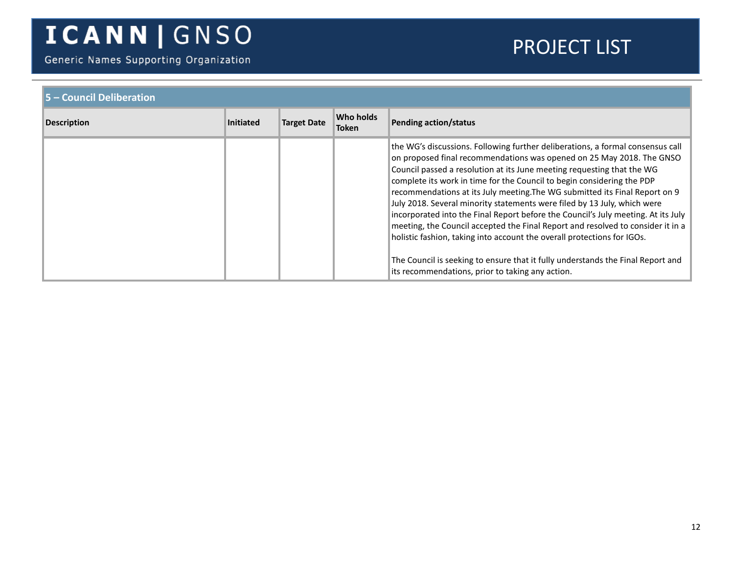| 5 – Council Deliberation | | | | |
|---|---|---|---|---|
| **Description** | **Initiated** | **Target Date** | **Who holds Token** | **Pending action/status** |
| | | | | the WG's discussions. Following further deliberations, a formal consensus call on proposed final recommendations was opened on 25 May 2018. The GNSO Council passed a resolution at its June meeting requesting that the WG complete its work in time for the Council to begin considering the PDP recommendations at its July meeting.The WG submitted its Final Report on 9 July 2018. Several minority statements were filed by 13 July, which were incorporated into the Final Report before the Council's July meeting. At its July meeting, the Council accepted the Final Report and resolved to consider it in a holistic fashion, taking into account the overall protections for IGOs.<br><br>The Council is seeking to ensure that it fully understands the Final Report and its recommendations, prior to taking any action. |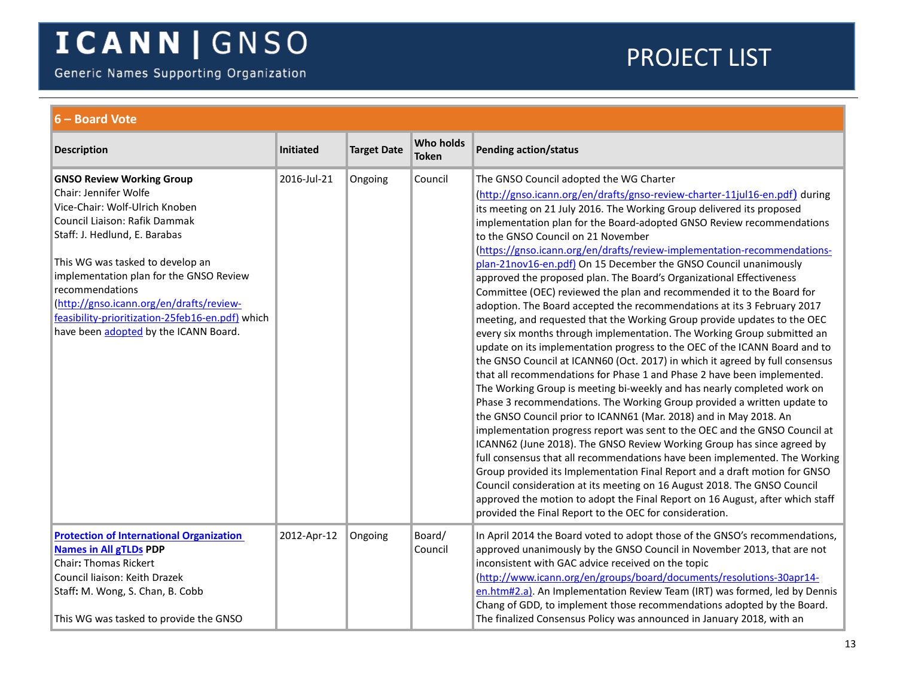## 6 – Board Vote

| Description | Initiated | Target Date | Who holds Token | Pending action/status |
|---|---|---|---|---|
| **GNSO Review Working Group**<br>Chair: Jennifer Wolfe<br>Vice-Chair: Wolf-Ulrich Knoben<br>Council Liaison: Rafik Dammak<br>Staff: J. Hedlund, E. Barabas<br><br>This WG was tasked to develop an implementation plan for the GNSO Review recommendations (http://gnso.icann.org/en/drafts/review-feasibility-prioritization-25feb16-en.pdf) which have been adopted by the ICANN Board. | 2016-Jul-21 | Ongoing | Council | The GNSO Council adopted the WG Charter (http://gnso.icann.org/en/drafts/gnso-review-charter-11jul16-en.pdf) during its meeting on 21 July 2016. The Working Group delivered its proposed implementation plan for the Board-adopted GNSO Review recommendations to the GNSO Council on 21 November (https://gnso.icann.org/en/drafts/review-implementation-recommendations-plan-21nov16-en.pdf) On 15 December the GNSO Council unanimously approved the proposed plan. The Board's Organizational Effectiveness Committee (OEC) reviewed the plan and recommended it to the Board for adoption. The Board accepted the recommendations at its 3 February 2017 meeting, and requested that the Working Group provide updates to the OEC every six months through implementation. The Working Group submitted an update on its implementation progress to the OEC of the ICANN Board and to the GNSO Council at ICANN60 (Oct. 2017) in which it agreed by full consensus that all recommendations for Phase 1 and Phase 2 have been implemented. The Working Group is meeting bi-weekly and has nearly completed work on Phase 3 recommendations. The Working Group provided a written update to the GNSO Council prior to ICANN61 (Mar. 2018) and in May 2018. An implementation progress report was sent to the OEC and the GNSO Council at ICANN62 (June 2018). The GNSO Review Working Group has since agreed by full consensus that all recommendations have been implemented. The Working Group provided its Implementation Final Report and a draft motion for GNSO Council consideration at its meeting on 16 August 2018. The GNSO Council approved the motion to adopt the Final Report on 16 August, after which staff provided the Final Report to the OEC for consideration. |
| **Protection of International Organization Names in All gTLDs PDP**<br>Chair: Thomas Rickert<br>Council liaison: Keith Drazek<br>Staff: M. Wong, S. Chan, B. Cobb<br><br>This WG was tasked to provide the GNSO | 2012-Apr-12 | Ongoing | Board/ Council | In April 2014 the Board voted to adopt those of the GNSO's recommendations, approved unanimously by the GNSO Council in November 2013, that are not inconsistent with GAC advice received on the topic (http://www.icann.org/en/groups/board/documents/resolutions-30apr14-en.htm#2.a). An Implementation Review Team (IRT) was formed, led by Dennis Chang of GDD, to implement those recommendations adopted by the Board. The finalized Consensus Policy was announced in January 2018, with an |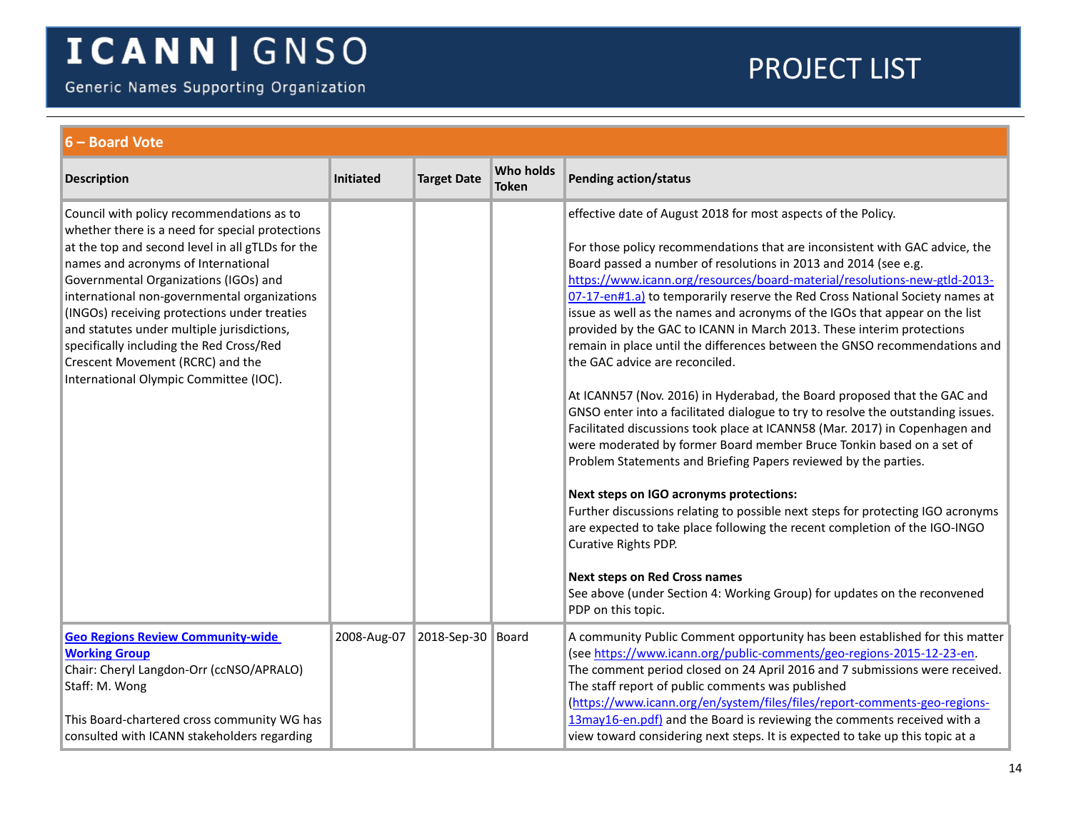## 6 – Board Vote

| Description | Initiated | Target Date | Who holds Token | Pending action/status |
|---|---|---|---|---|
| Council with policy recommendations as to whether there is a need for special protections at the top and second level in all gTLDs for the names and acronyms of International Governmental Organizations (IGOs) and international non-governmental organizations (INGOs) receiving protections under treaties and statutes under multiple jurisdictions, specifically including the Red Cross/Red Crescent Movement (RCRC) and the International Olympic Committee (IOC). | | | | effective date of August 2018 for most aspects of the Policy.<br><br>For those policy recommendations that are inconsistent with GAC advice, the Board passed a number of resolutions in 2013 and 2014 (see e.g. https://www.icann.org/resources/board-material/resolutions-new-gtld-2013-07-17-en#1.a) to temporarily reserve the Red Cross National Society names at issue as well as the names and acronyms of the IGOs that appear on the list provided by the GAC to ICANN in March 2013. These interim protections remain in place until the differences between the GNSO recommendations and the GAC advice are reconciled.<br><br>At ICANN57 (Nov. 2016) in Hyderabad, the Board proposed that the GAC and GNSO enter into a facilitated dialogue to try to resolve the outstanding issues. Facilitated discussions took place at ICANN58 (Mar. 2017) in Copenhagen and were moderated by former Board member Bruce Tonkin based on a set of Problem Statements and Briefing Papers reviewed by the parties.<br><br>**Next steps on IGO acronyms protections:**<br>Further discussions relating to possible next steps for protecting IGO acronyms are expected to take place following the recent completion of the IGO-INGO Curative Rights PDP.<br><br>**Next steps on Red Cross names**<br>See above (under Section 4: Working Group) for updates on the reconvened PDP on this topic. |
| **Geo Regions Review Community-wide Working Group**<br>Chair: Cheryl Langdon-Orr (ccNSO/APRALO)<br>Staff: M. Wong<br><br>This Board-chartered cross community WG has consulted with ICANN stakeholders regarding | 2008-Aug-07 | 2018-Sep-30 | Board | A community Public Comment opportunity has been established for this matter (see https://www.icann.org/public-comments/geo-regions-2015-12-23-en. The comment period closed on 24 April 2016 and 7 submissions were received. The staff report of public comments was published (https://www.icann.org/en/system/files/files/report-comments-geo-regions-13may16-en.pdf) and the Board is reviewing the comments received with a view toward considering next steps. It is expected to take up this topic at a |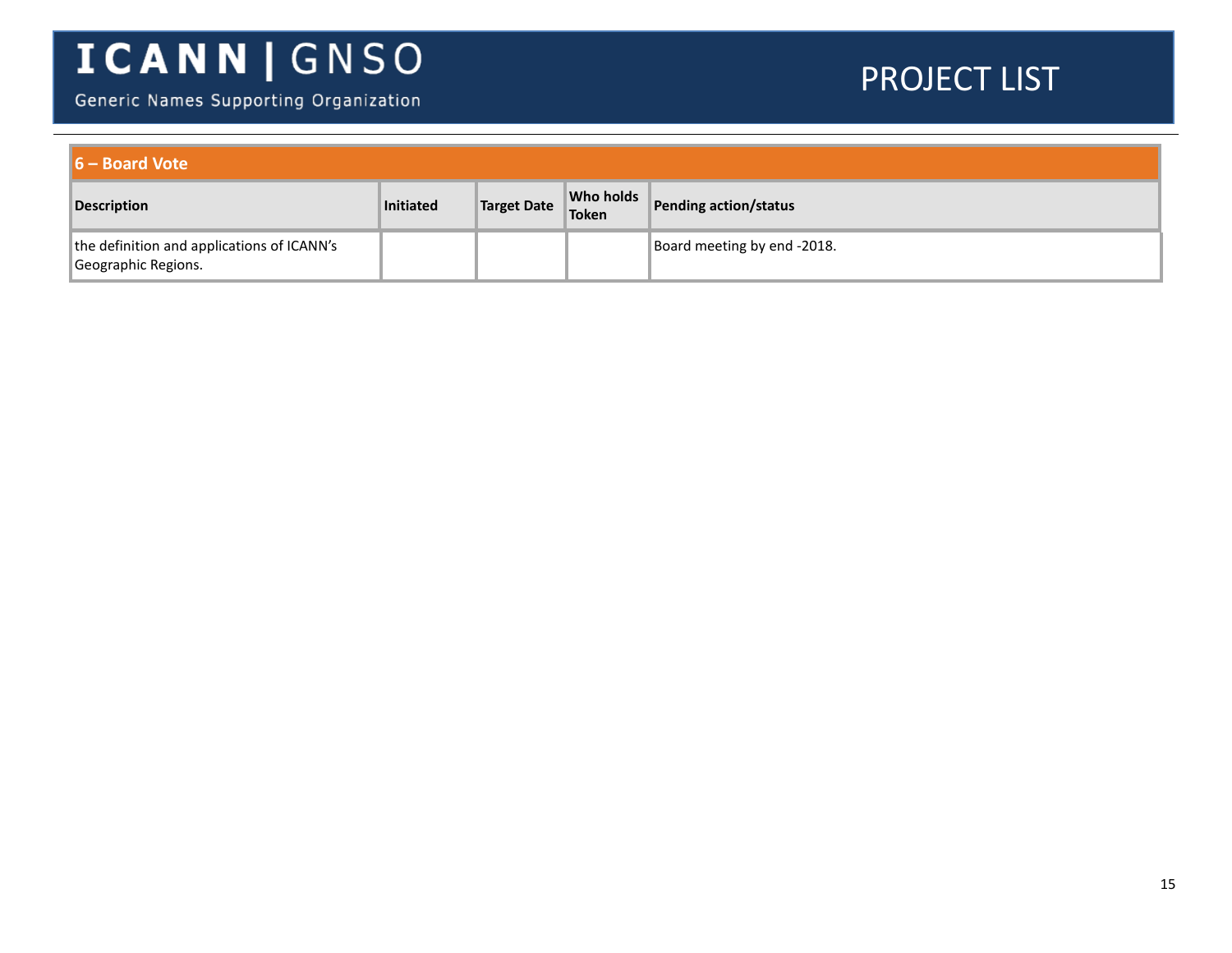## 6 – Board Vote

| Description | Initiated | Target Date | Who holds Token | Pending action/status |
|---|---|---|---|---|
| the definition and applications of ICANN's Geographic Regions. | | | | Board meeting by end -2018. |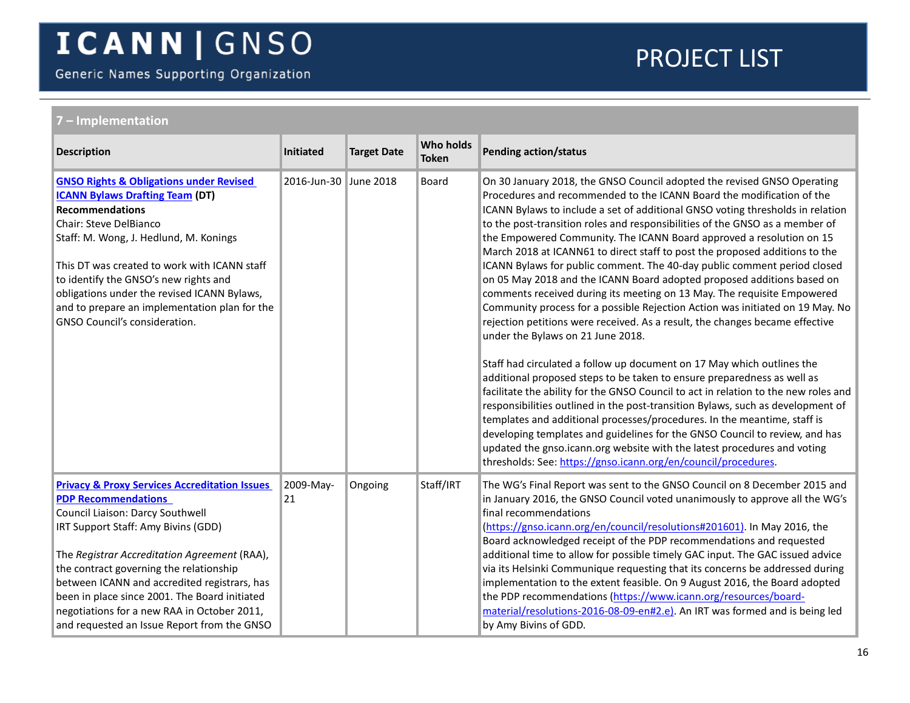## 7 – Implementation

| Description | Initiated | Target Date | Who holds Token | Pending action/status |
|---|---|---|---|---|
| **GNSO Rights & Obligations under Revised ICANN Bylaws Drafting Team (DT) Recommendations**<br>Chair: Steve DelBianco<br>Staff: M. Wong, J. Hedlund, M. Konings<br><br>This DT was created to work with ICANN staff to identify the GNSO's new rights and obligations under the revised ICANN Bylaws, and to prepare an implementation plan for the GNSO Council's consideration. | 2016-Jun-30 | June 2018 | Board | On 30 January 2018, the GNSO Council adopted the revised GNSO Operating Procedures and recommended to the ICANN Board the modification of the ICANN Bylaws to include a set of additional GNSO voting thresholds in relation to the post-transition roles and responsibilities of the GNSO as a member of the Empowered Community. The ICANN Board approved a resolution on 15 March 2018 at ICANN61 to direct staff to post the proposed additions to the ICANN Bylaws for public comment. The 40-day public comment period closed on 05 May 2018 and the ICANN Board adopted proposed additions based on comments received during its meeting on 13 May. The requisite Empowered Community process for a possible Rejection Action was initiated on 19 May. No rejection petitions were received. As a result, the changes became effective under the Bylaws on 21 June 2018.<br><br>Staff had circulated a follow up document on 17 May which outlines the additional proposed steps to be taken to ensure preparedness as well as facilitate the ability for the GNSO Council to act in relation to the new roles and responsibilities outlined in the post-transition Bylaws, such as development of templates and additional processes/procedures. In the meantime, staff is developing templates and guidelines for the GNSO Council to review, and has updated the gnso.icann.org website with the latest procedures and voting thresholds: See: https://gnso.icann.org/en/council/procedures. |
| **Privacy & Proxy Services Accreditation Issues PDP Recommendations**<br>Council Liaison: Darcy Southwell<br>IRT Support Staff: Amy Bivins (GDD)<br><br>The *Registrar Accreditation Agreement* (RAA), the contract governing the relationship between ICANN and accredited registrars, has been in place since 2001. The Board initiated negotiations for a new RAA in October 2011, and requested an Issue Report from the GNSO | 2009-May-21 | Ongoing | Staff/IRT | The WG's Final Report was sent to the GNSO Council on 8 December 2015 and in January 2016, the GNSO Council voted unanimously to approve all the WG's final recommendations (https://gnso.icann.org/en/council/resolutions#201601). In May 2016, the Board acknowledged receipt of the PDP recommendations and requested additional time to allow for possible timely GAC input. The GAC issued advice via its Helsinki Communique requesting that its concerns be addressed during implementation to the extent feasible. On 9 August 2016, the Board adopted the PDP recommendations (https://www.icann.org/resources/board-material/resolutions-2016-08-09-en#2.e). An IRT was formed and is being led by Amy Bivins of GDD. |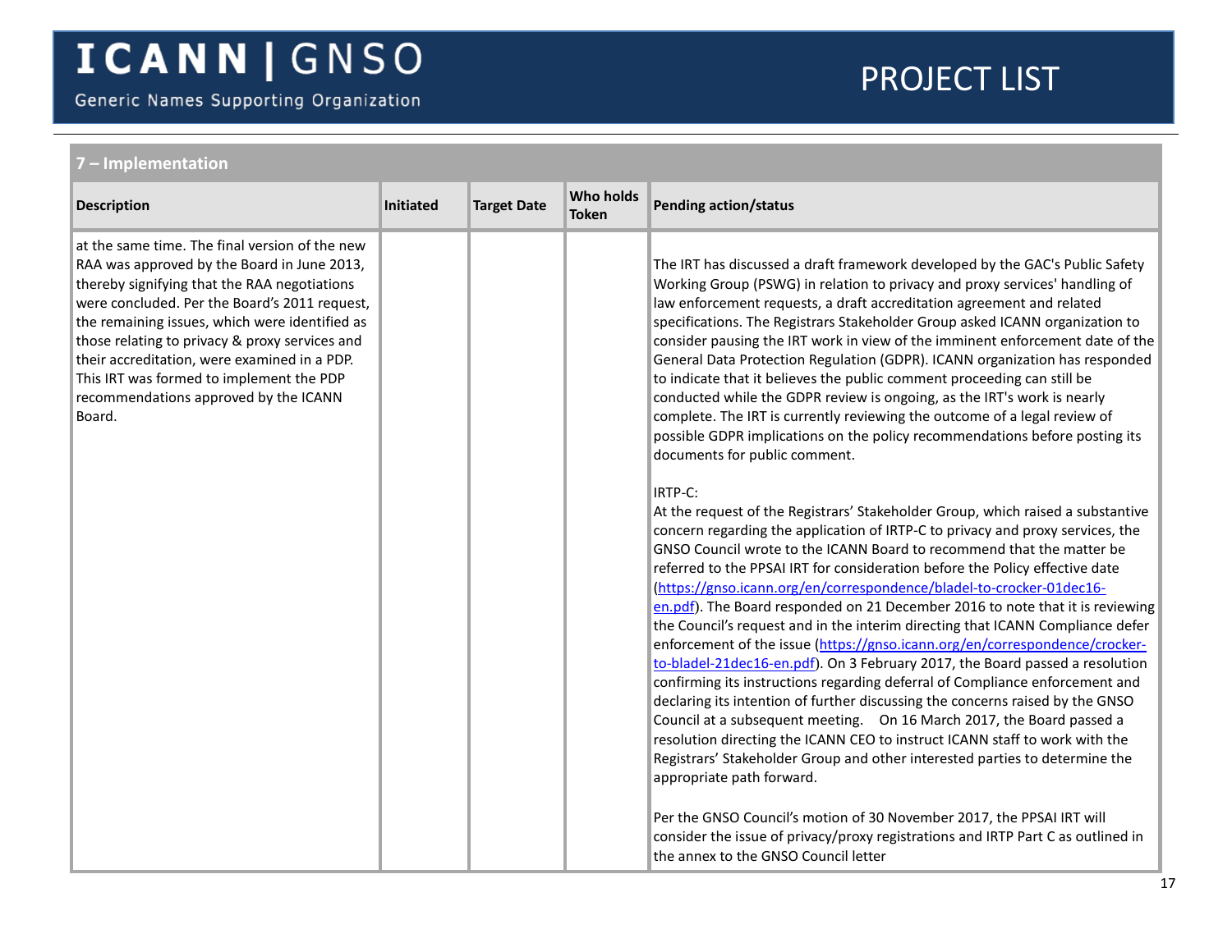## 7 – Implementation

| Description | Initiated | Target Date | Who holds Token | Pending action/status |
|---|---|---|---|---|
| at the same time. The final version of the new RAA was approved by the Board in June 2013, thereby signifying that the RAA negotiations were concluded. Per the Board's 2011 request, the remaining issues, which were identified as those relating to privacy & proxy services and their accreditation, were examined in a PDP. This IRT was formed to implement the PDP recommendations approved by the ICANN Board. | | | | The IRT has discussed a draft framework developed by the GAC's Public Safety Working Group (PSWG) in relation to privacy and proxy services' handling of law enforcement requests, a draft accreditation agreement and related specifications. The Registrars Stakeholder Group asked ICANN organization to consider pausing the IRT work in view of the imminent enforcement date of the General Data Protection Regulation (GDPR). ICANN organization has responded to indicate that it believes the public comment proceeding can still be conducted while the GDPR review is ongoing, as the IRT's work is nearly complete. The IRT is currently reviewing the outcome of a legal review of possible GDPR implications on the policy recommendations before posting its documents for public comment.<br><br>IRTP-C:<br>At the request of the Registrars' Stakeholder Group, which raised a substantive concern regarding the application of IRTP-C to privacy and proxy services, the GNSO Council wrote to the ICANN Board to recommend that the matter be referred to the PPSAI IRT for consideration before the Policy effective date (https://gnso.icann.org/en/correspondence/bladel-to-crocker-01dec16-en.pdf). The Board responded on 21 December 2016 to note that it is reviewing the Council's request and in the interim directing that ICANN Compliance defer enforcement of the issue (https://gnso.icann.org/en/correspondence/crocker-to-bladel-21dec16-en.pdf). On 3 February 2017, the Board passed a resolution confirming its instructions regarding deferral of Compliance enforcement and declaring its intention of further discussing the concerns raised by the GNSO Council at a subsequent meeting. On 16 March 2017, the Board passed a resolution directing the ICANN CEO to instruct ICANN staff to work with the Registrars' Stakeholder Group and other interested parties to determine the appropriate path forward.<br><br>Per the GNSO Council's motion of 30 November 2017, the PPSAI IRT will consider the issue of privacy/proxy registrations and IRTP Part C as outlined in the annex to the GNSO Council letter |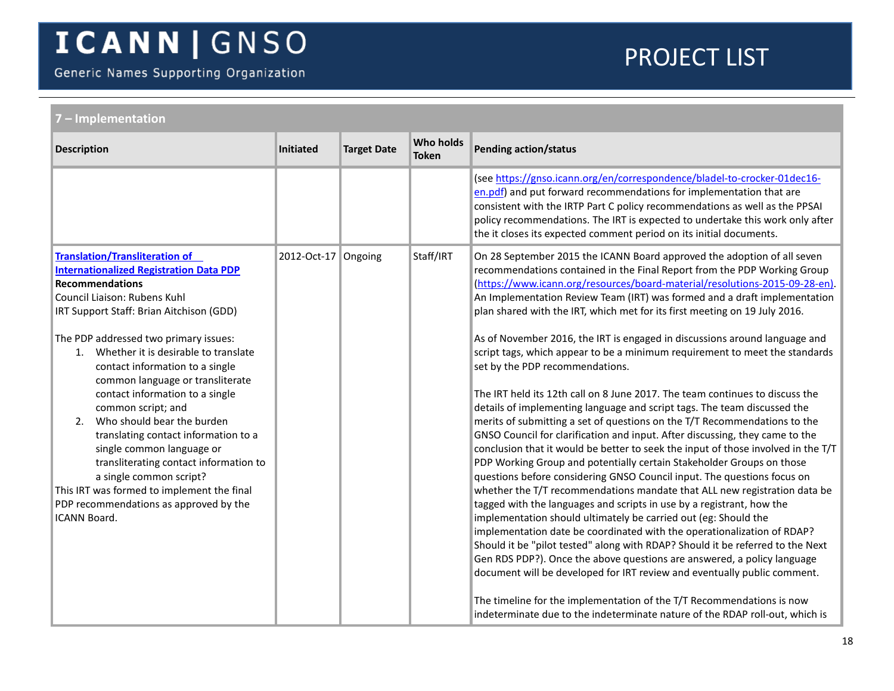## 7 – Implementation

| Description | Initiated | Target Date | Who holds Token | Pending action/status |
|---|---|---|---|---|
| | | | | (see https://gnso.icann.org/en/correspondence/bladel-to-crocker-01dec16-en.pdf) and put forward recommendations for implementation that are consistent with the IRTP Part C policy recommendations as well as the PPSAI policy recommendations. The IRT is expected to undertake this work only after the it closes its expected comment period on its initial documents. |
| **Translation/Transliteration of Internationalized Registration Data PDP Recommendations**<br>Council Liaison: Rubens Kuhl<br>IRT Support Staff: Brian Aitchison (GDD)<br><br>The PDP addressed two primary issues:<br>1. Whether it is desirable to translate contact information to a single common language or transliterate contact information to a single common script; and<br>2. Who should bear the burden translating contact information to a single common language or transliterating contact information to a single common script?<br>This IRT was formed to implement the final PDP recommendations as approved by the ICANN Board. | 2012-Oct-17 | Ongoing | Staff/IRT | On 28 September 2015 the ICANN Board approved the adoption of all seven recommendations contained in the Final Report from the PDP Working Group (https://www.icann.org/resources/board-material/resolutions-2015-09-28-en). An Implementation Review Team (IRT) was formed and a draft implementation plan shared with the IRT, which met for its first meeting on 19 July 2016.<br><br>As of November 2016, the IRT is engaged in discussions around language and script tags, which appear to be a minimum requirement to meet the standards set by the PDP recommendations.<br><br>The IRT held its 12th call on 8 June 2017. The team continues to discuss the details of implementing language and script tags. The team discussed the merits of submitting a set of questions on the T/T Recommendations to the GNSO Council for clarification and input. After discussing, they came to the conclusion that it would be better to seek the input of those involved in the T/T PDP Working Group and potentially certain Stakeholder Groups on those questions before considering GNSO Council input. The questions focus on whether the T/T recommendations mandate that ALL new registration data be tagged with the languages and scripts in use by a registrant, how the implementation should ultimately be carried out (eg: Should the implementation date be coordinated with the operationalization of RDAP? Should it be "pilot tested" along with RDAP? Should it be referred to the Next Gen RDS PDP?). Once the above questions are answered, a policy language document will be developed for IRT review and eventually public comment.<br><br>The timeline for the implementation of the T/T Recommendations is now indeterminate due to the indeterminate nature of the RDAP roll-out, which is |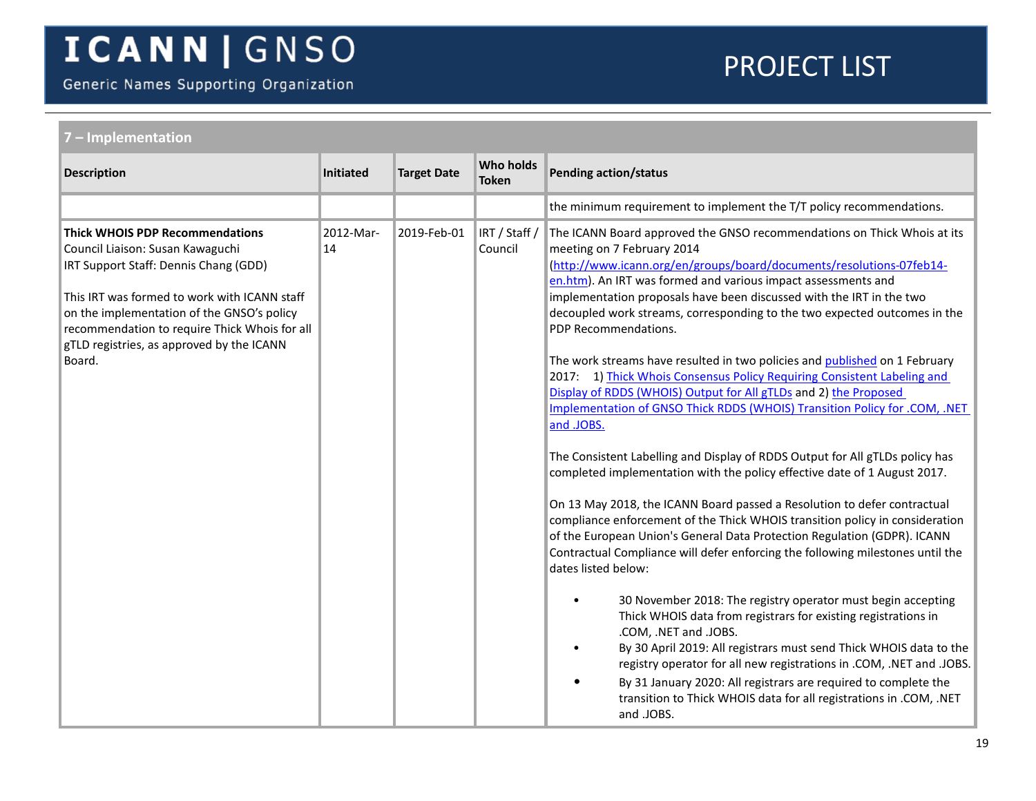## 7 – Implementation

| Description | Initiated | Target Date | Who holds Token | Pending action/status |
|---|---|---|---|---|
| | | | | the minimum requirement to implement the T/T policy recommendations. |
| **Thick WHOIS PDP Recommendations**<br>Council Liaison: Susan Kawaguchi<br>IRT Support Staff: Dennis Chang (GDD)<br><br>This IRT was formed to work with ICANN staff on the implementation of the GNSO's policy recommendation to require Thick Whois for all gTLD registries, as approved by the ICANN Board. | 2012-Mar-14 | 2019-Feb-01 | IRT / Staff / Council | The ICANN Board approved the GNSO recommendations on Thick Whois at its meeting on 7 February 2014 (http://www.icann.org/en/groups/board/documents/resolutions-07feb14-en.htm). An IRT was formed and various impact assessments and implementation proposals have been discussed with the IRT in the two decoupled work streams, corresponding to the two expected outcomes in the PDP Recommendations.<br><br>The work streams have resulted in two policies and published on 1 February 2017: 1) Thick Whois Consensus Policy Requiring Consistent Labeling and Display of RDDS (WHOIS) Output for All gTLDs and 2) the Proposed Implementation of GNSO Thick RDDS (WHOIS) Transition Policy for .COM, .NET and .JOBS.<br><br>The Consistent Labelling and Display of RDDS Output for All gTLDs policy has completed implementation with the policy effective date of 1 August 2017.<br><br>On 13 May 2018, the ICANN Board passed a Resolution to defer contractual compliance enforcement of the Thick WHOIS transition policy in consideration of the European Union's General Data Protection Regulation (GDPR). ICANN Contractual Compliance will defer enforcing the following milestones until the dates listed below:<br><br>• 30 November 2018: The registry operator must begin accepting Thick WHOIS data from registrars for existing registrations in .COM, .NET and .JOBS.<br>• By 30 April 2019: All registrars must send Thick WHOIS data to the registry operator for all new registrations in .COM, .NET and .JOBS.<br>• By 31 January 2020: All registrars are required to complete the transition to Thick WHOIS data for all registrations in .COM, .NET and .JOBS. |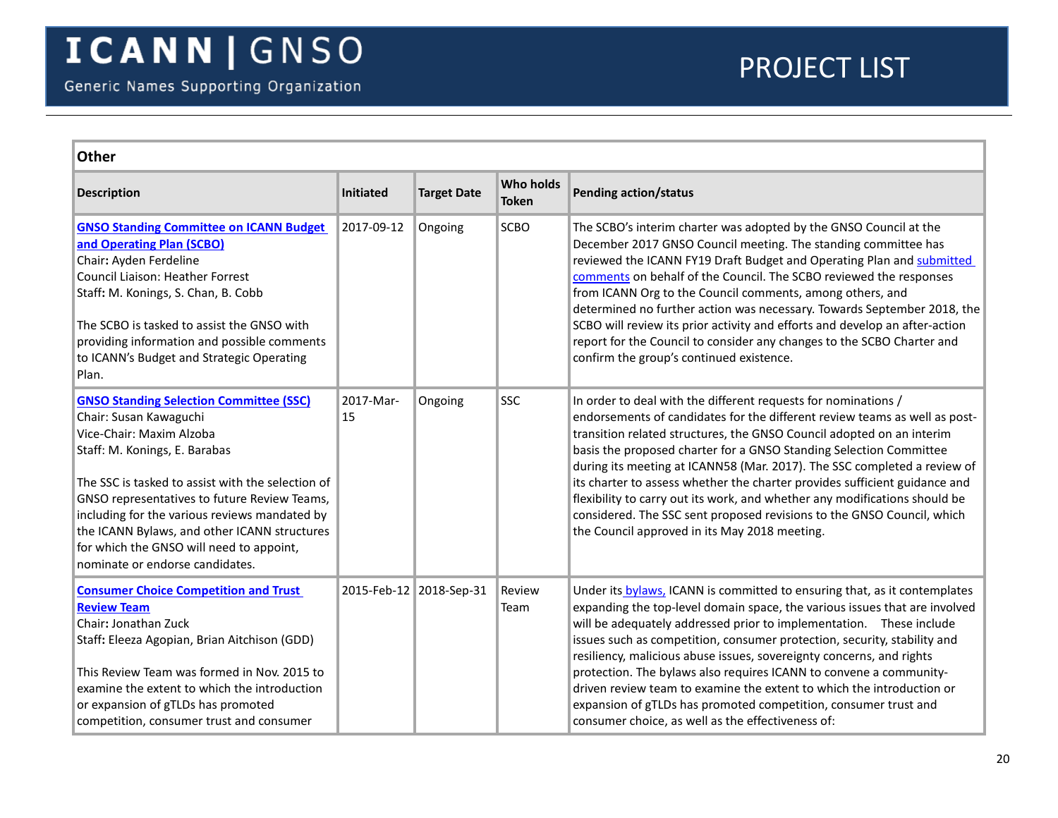## Other

| Description | Initiated | Target Date | Who holds Token | Pending action/status |
|---|---|---|---|---|
| **GNSO Standing Committee on ICANN Budget and Operating Plan (SCBO)**<br>Chair**:** Ayden Ferdeline<br>Council Liaison: Heather Forrest<br>Staff**:** M. Konings, S. Chan, B. Cobb<br><br>The SCBO is tasked to assist the GNSO with providing information and possible comments to ICANN's Budget and Strategic Operating Plan. | 2017-09-12 | Ongoing | SCBO | The SCBO's interim charter was adopted by the GNSO Council at the December 2017 GNSO Council meeting. The standing committee has reviewed the ICANN FY19 Draft Budget and Operating Plan and submitted comments on behalf of the Council. The SCBO reviewed the responses from ICANN Org to the Council comments, among others, and determined no further action was necessary. Towards September 2018, the SCBO will review its prior activity and efforts and develop an after-action report for the Council to consider any changes to the SCBO Charter and confirm the group's continued existence. |
| **GNSO Standing Selection Committee (SSC)**<br>Chair: Susan Kawaguchi<br>Vice-Chair: Maxim Alzoba<br>Staff: M. Konings, E. Barabas<br><br>The SSC is tasked to assist with the selection of GNSO representatives to future Review Teams, including for the various reviews mandated by the ICANN Bylaws, and other ICANN structures for which the GNSO will need to appoint, nominate or endorse candidates. | 2017-Mar-15 | Ongoing | SSC | In order to deal with the different requests for nominations / endorsements of candidates for the different review teams as well as post-transition related structures, the GNSO Council adopted on an interim basis the proposed charter for a GNSO Standing Selection Committee during its meeting at ICANN58 (Mar. 2017). The SSC completed a review of its charter to assess whether the charter provides sufficient guidance and flexibility to carry out its work, and whether any modifications should be considered. The SSC sent proposed revisions to the GNSO Council, which the Council approved in its May 2018 meeting. |
| **Consumer Choice Competition and Trust Review Team**<br>Chair**:** Jonathan Zuck<br>Staff**:** Eleeza Agopian, Brian Aitchison (GDD)<br><br>This Review Team was formed in Nov. 2015 to examine the extent to which the introduction or expansion of gTLDs has promoted competition, consumer trust and consumer | 2015-Feb-12 | 2018-Sep-31 | Review Team | Under its bylaws, ICANN is committed to ensuring that, as it contemplates expanding the top-level domain space, the various issues that are involved will be adequately addressed prior to implementation. These include issues such as competition, consumer protection, security, stability and resiliency, malicious abuse issues, sovereignty concerns, and rights protection. The bylaws also requires ICANN to convene a community-driven review team to examine the extent to which the introduction or expansion of gTLDs has promoted competition, consumer trust and consumer choice, as well as the effectiveness of: |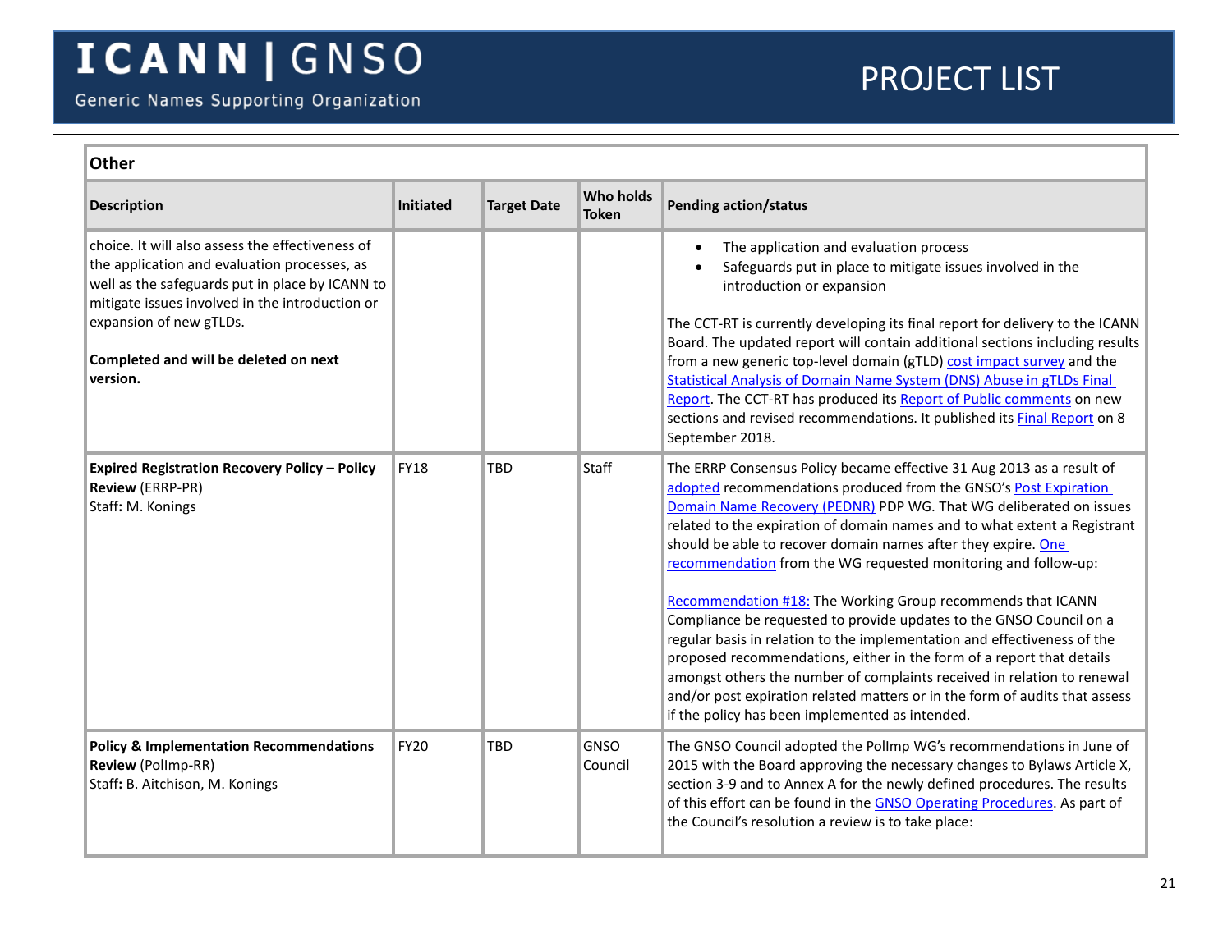## Other

| Description | Initiated | Target Date | Who holds Token | Pending action/status |
|---|---|---|---|---|
| choice. It will also assess the effectiveness of the application and evaluation processes, as well as the safeguards put in place by ICANN to mitigate issues involved in the introduction or expansion of new gTLDs.<br><br>**Completed and will be deleted on next version.** | | | | • The application and evaluation process<br>• Safeguards put in place to mitigate issues involved in the introduction or expansion<br><br>The CCT-RT is currently developing its final report for delivery to the ICANN Board. The updated report will contain additional sections including results from a new generic top-level domain (gTLD) cost impact survey and the Statistical Analysis of Domain Name System (DNS) Abuse in gTLDs Final Report. The CCT-RT has produced its Report of Public comments on new sections and revised recommendations. It published its Final Report on 8 September 2018. |
| **Expired Registration Recovery Policy – Policy Review** (ERRP-PR)<br>Staff**:** M. Konings | FY18 | TBD | Staff | The ERRP Consensus Policy became effective 31 Aug 2013 as a result of adopted recommendations produced from the GNSO's Post Expiration Domain Name Recovery (PEDNR) PDP WG. That WG deliberated on issues related to the expiration of domain names and to what extent a Registrant should be able to recover domain names after they expire. One recommendation from the WG requested monitoring and follow-up:<br><br>Recommendation #18: The Working Group recommends that ICANN Compliance be requested to provide updates to the GNSO Council on a regular basis in relation to the implementation and effectiveness of the proposed recommendations, either in the form of a report that details amongst others the number of complaints received in relation to renewal and/or post expiration related matters or in the form of audits that assess if the policy has been implemented as intended. |
| **Policy & Implementation Recommendations Review** (PolImp-RR)<br>Staff**:** B. Aitchison, M. Konings | FY20 | TBD | GNSO Council | The GNSO Council adopted the PolImp WG's recommendations in June of 2015 with the Board approving the necessary changes to Bylaws Article X, section 3-9 and to Annex A for the newly defined procedures. The results of this effort can be found in the GNSO Operating Procedures. As part of the Council's resolution a review is to take place: |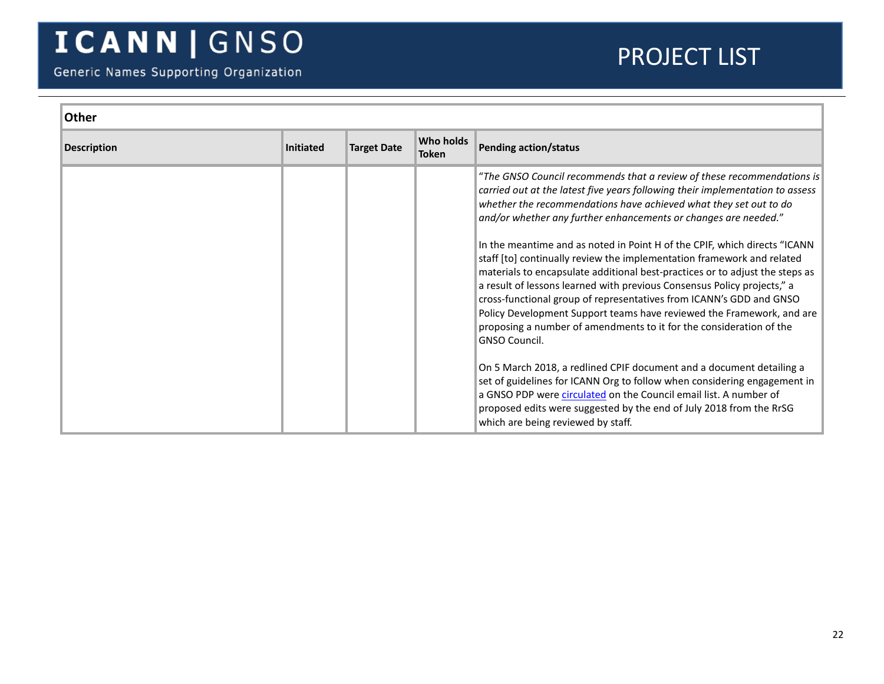| Other | | | | |
|---|---|---|---|---|
| **Description** | **Initiated** | **Target Date** | **Who holds Token** | **Pending action/status** |
| | | | | "*The GNSO Council recommends that a review of these recommendations is carried out at the latest five years following their implementation to assess whether the recommendations have achieved what they set out to do and/or whether any further enhancements or changes are needed.*"<br><br>In the meantime and as noted in Point H of the CPIF, which directs "ICANN staff [to] continually review the implementation framework and related materials to encapsulate additional best-practices or to adjust the steps as a result of lessons learned with previous Consensus Policy projects," a cross-functional group of representatives from ICANN's GDD and GNSO Policy Development Support teams have reviewed the Framework, and are proposing a number of amendments to it for the consideration of the GNSO Council.<br><br>On 5 March 2018, a redlined CPIF document and a document detailing a set of guidelines for ICANN Org to follow when considering engagement in a GNSO PDP were circulated on the Council email list. A number of proposed edits were suggested by the end of July 2018 from the RrSG which are being reviewed by staff. |